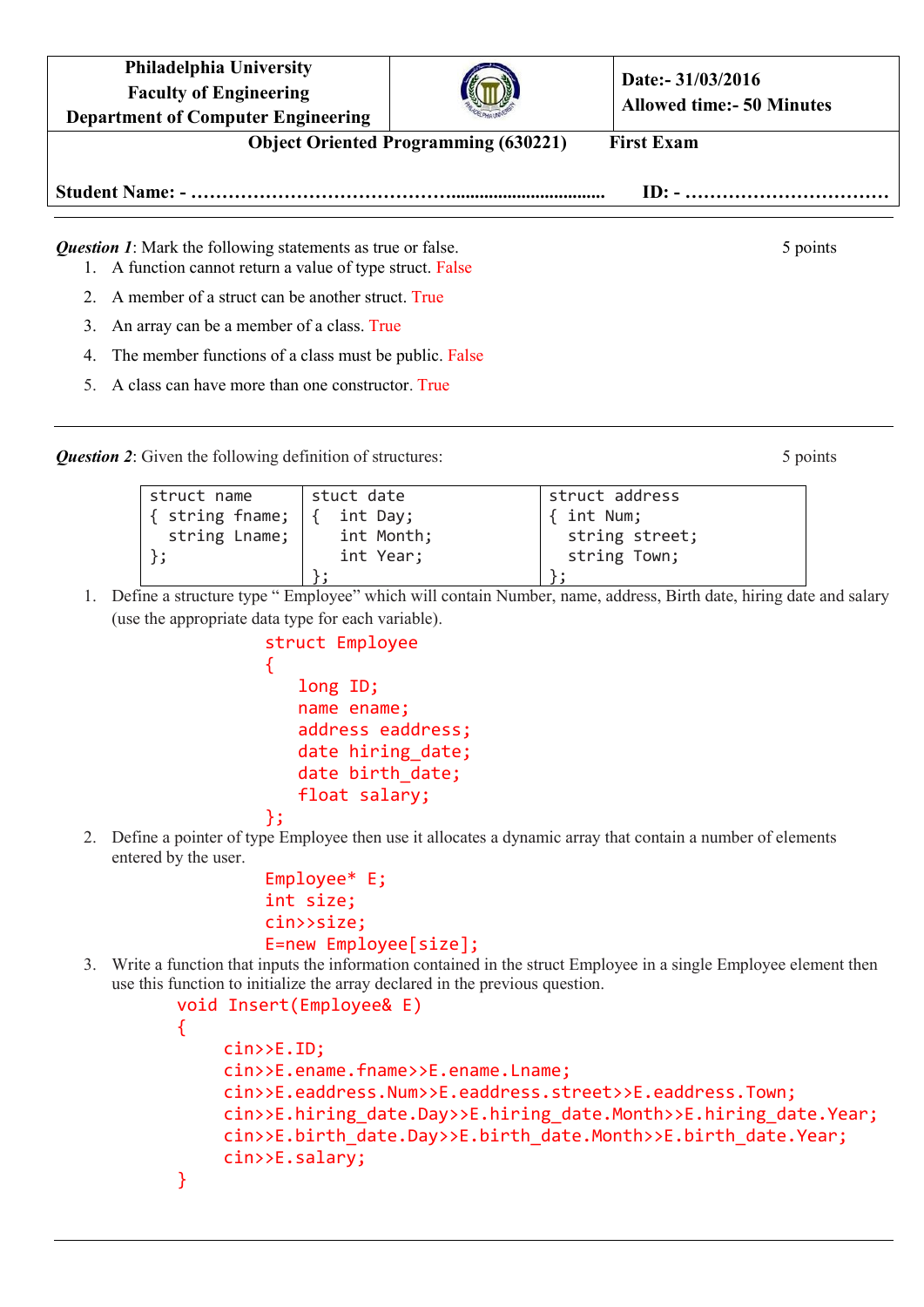| Philadelphia University<br>Faculty of Engineering<br>Department of Computer Engineering | | Date:- 31/03/2016<br>Allowed time:- 50 Minutes |
|---|---|---|

**Object Oriented Programming (630221)  First Exam**

**Student Name: - ……………………………………………………………………  ID: - ……………………………**

---

***Question 1***: Mark the following statements as true or false. 5 points

1. A function cannot return a value of type struct. False
2. A member of a struct can be another struct. True
3. An array can be a member of a class. True
4. The member functions of a class must be public. False
5. A class can have more than one constructor. True

---

***Question 2***: Given the following definition of structures: 5 points

| struct name<br>{ string fname;<br>  string Lname;<br>}; | stuct date<br>{  int Day;<br>   int Month;<br>   int Year;<br>}; | struct address<br>{ int Num;<br>  string street;<br>  string Town;<br>}; |
|---|---|---|

1. Define a structure type " Employee" which will contain Number, name, address, Birth date, hiring date and salary (use the appropriate data type for each variable).

```
struct Employee
{
    long ID;
    name ename;
    address eaddress;
    date hiring_date;
    date birth_date;
    float salary;
};
```

2. Define a pointer of type Employee then use it allocates a dynamic array that contain a number of elements entered by the user.

```
Employee* E;
int size;
cin>>size;
E=new Employee[size];
```

3. Write a function that inputs the information contained in the struct Employee in a single Employee element then use this function to initialize the array declared in the previous question.

```
void Insert(Employee& E)
{
    cin>>E.ID;
    cin>>E.ename.fname>>E.ename.Lname;
    cin>>E.eaddress.Num>>E.eaddress.street>>E.eaddress.Town;
    cin>>E.hiring_date.Day>>E.hiring_date.Month>>E.hiring_date.Year;
    cin>>E.birth_date.Day>>E.birth_date.Month>>E.birth_date.Year;
    cin>>E.salary;
}
```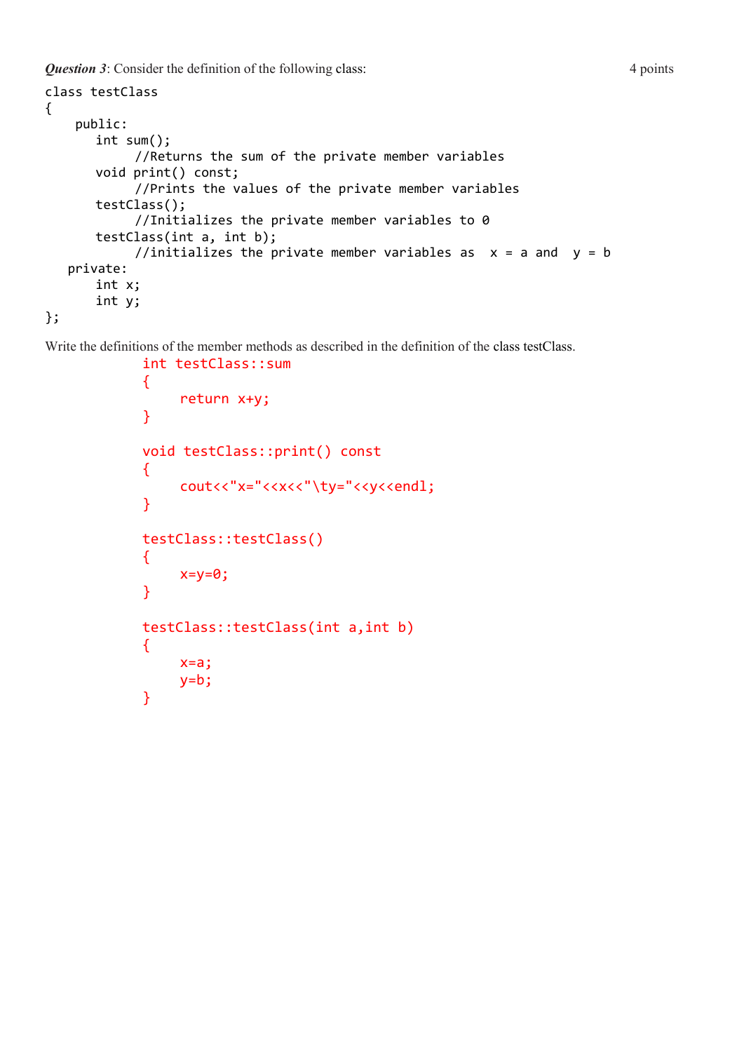***Question 3***: Consider the definition of the following class: 4 points

```
class testClass
{
    public:
       int sum();
            //Returns the sum of the private member variables
       void print() const;
            //Prints the values of the private member variables
       testClass();
            //Initializes the private member variables to 0
       testClass(int a, int b);
            //initializes the private member variables as  x = a and  y = b
   private:
       int x;
       int y;
};
```

Write the definitions of the member methods as described in the definition of the class testClass.

```
int testClass::sum
{
     return x+y;
}

void testClass::print() const
{
     cout<<"x="<<x<<"\ty="<<y<<endl;
}

testClass::testClass()
{
     x=y=0;
}

testClass::testClass(int a,int b)
{
     x=a;
     y=b;
}
```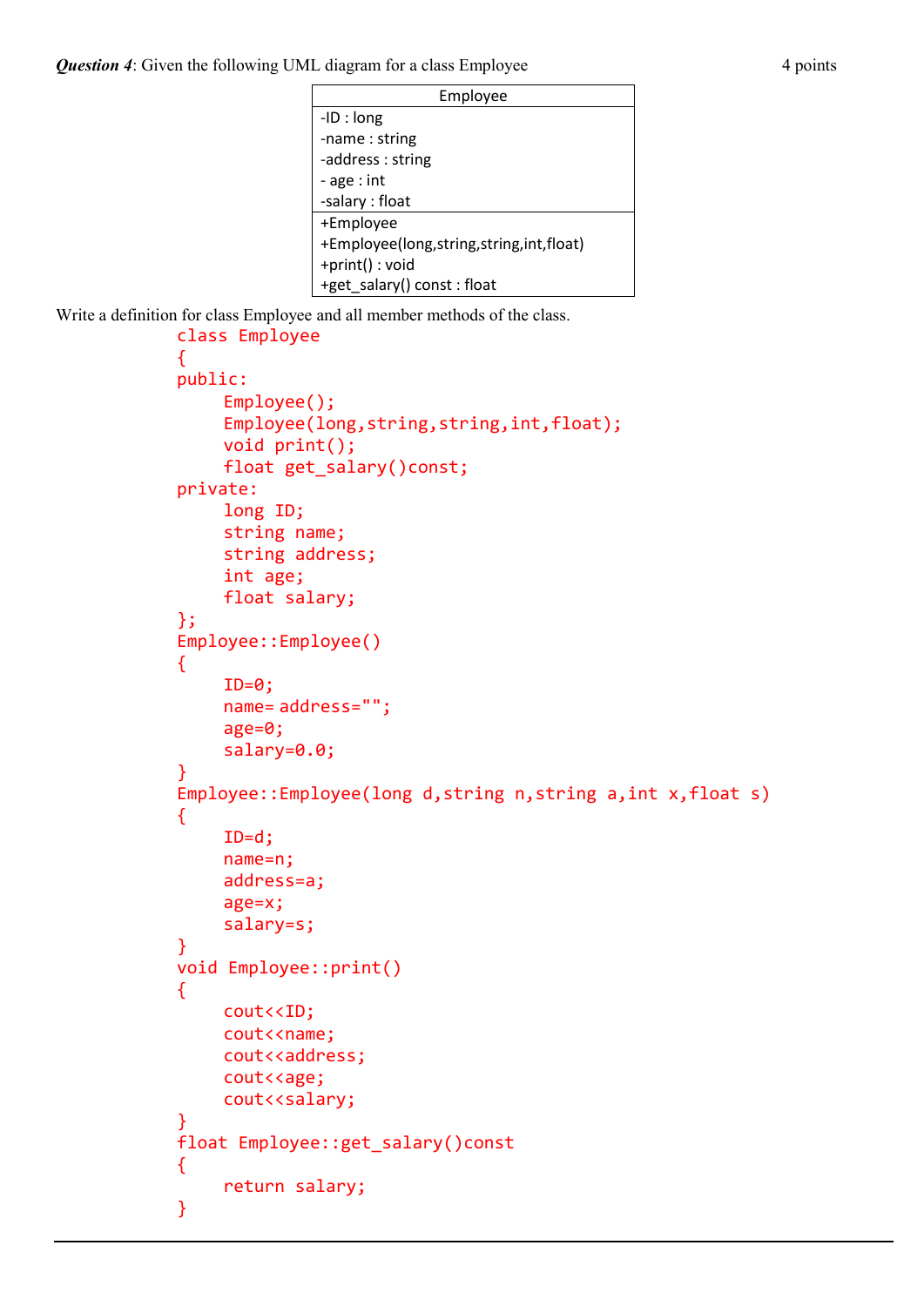***Question 4***: Given the following UML diagram for a class Employee 4 points

| Employee |
| --- |
| -ID : long<br>-name : string<br>-address : string<br>- age : int<br>-salary : float |
| +Employee<br>+Employee(long,string,string,int,float)<br>+print() : void<br>+get_salary() const : float |

Write a definition for class Employee and all member methods of the class.

```
class Employee
{
public:
     Employee();
     Employee(long,string,string,int,float);
     void print();
     float get_salary()const;
private:
     long ID;
     string name;
     string address;
     int age;
     float salary;
};
Employee::Employee()
{
     ID=0;
     name= address="";
     age=0;
     salary=0.0;
}
Employee::Employee(long d,string n,string a,int x,float s)
{
     ID=d;
     name=n;
     address=a;
     age=x;
     salary=s;
}
void Employee::print()
{
     cout<<ID;
     cout<<name;
     cout<<address;
     cout<<age;
     cout<<salary;
}
float Employee::get_salary()const
{
     return salary;
}
```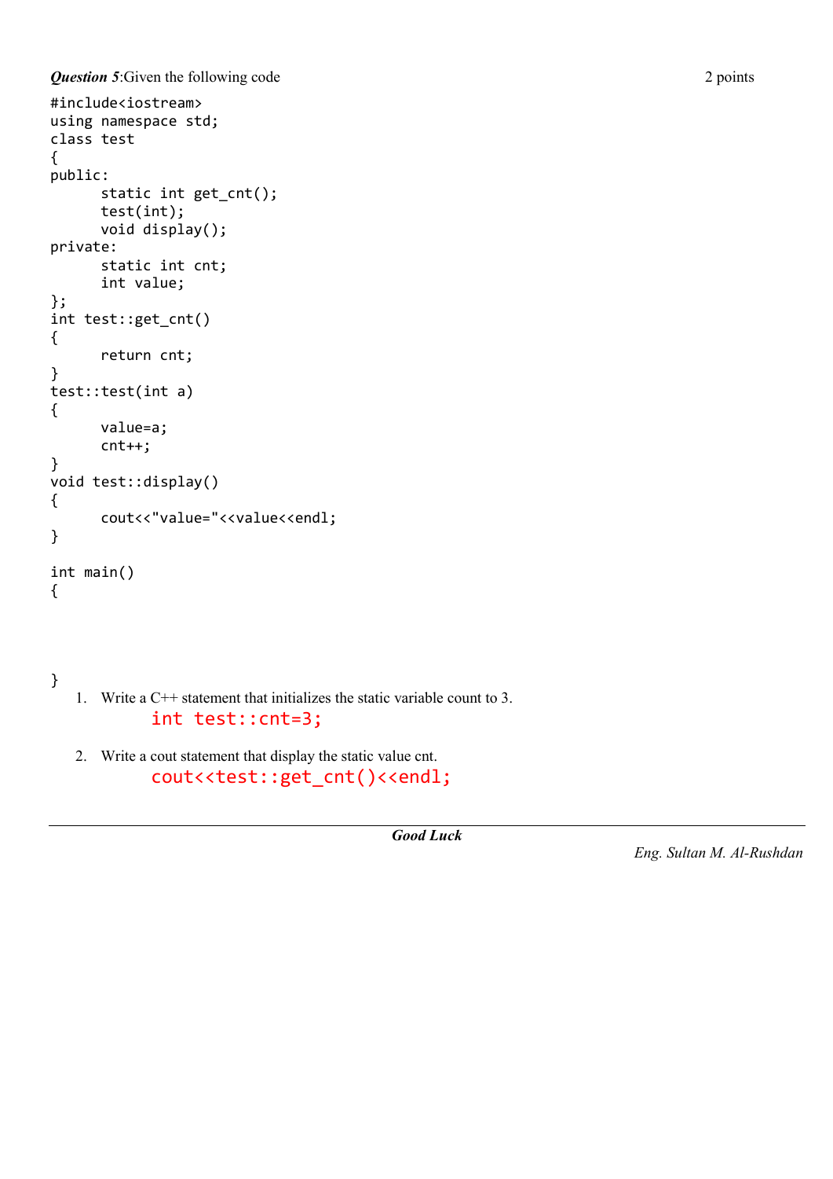***Question 5***:Given the following code 2 points

```
#include<iostream>
using namespace std;
class test
{
public:
      static int get_cnt();
      test(int);
      void display();
private:
      static int cnt;
      int value;
};
int test::get_cnt()
{
      return cnt;
}
test::test(int a)
{
      value=a;
      cnt++;
}
void test::display()
{
      cout<<"value="<<value<<endl;
}

int main()
{



}
```

1. Write a C++ statement that initializes the static variable count to 3.

   ```
   int test::cnt=3;
   ```

2. Write a cout statement that display the static value cnt.

   ```
   cout<<test::get_cnt()<<endl;
   ```

***Good Luck***

*Eng. Sultan M. Al-Rushdan*